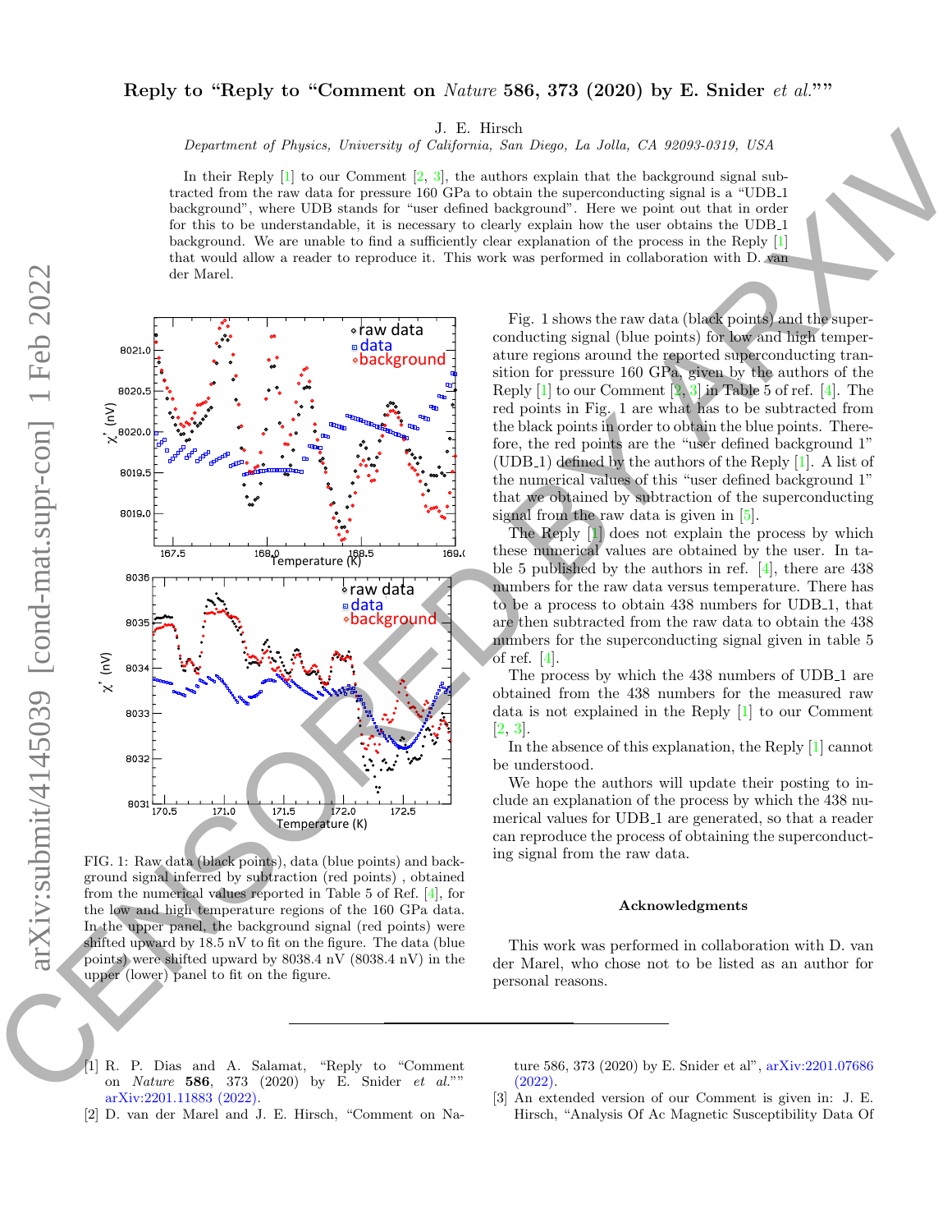# Reply to "Reply to "Comment on *Nature* 586, 373 (2020) by E. Snider *et al.*""

J. E. Hirsch

*Department of Physics, University of California, San Diego, La Jolla, CA 92093-0319, USA*

In their Reply [1] to our Comment [2, 3], the authors explain that the background signal subtracted from the raw data for pressure 160 GPa to obtain the superconducting signal is a "UDB_1 background", where UDB stands for "user defined background". Here we point out that in order for this to be understandable, it is necessary to clearly explain how the user obtains the UDB_1 background. We are unable to find a sufficiently clear explanation of the process in the Reply [1] that would allow a reader to reproduce it. This work was performed in collaboration with D. van der Marel.

raw data
data
background
8021.0
8020.5
8020.0
8019.5
8019.0
χ' (nV)
167.5
168.0
168.5
169.0
Temperature (K)

8036
8035
8034
8033
8032
8031
χ' (nV)
170.5
171.0
171.5
172.0
172.5
Temperature (K)
raw data
data
background

FIG. 1: Raw data (black points), data (blue points) and background signal inferred by subtraction (red points) , obtained from the numerical values reported in Table 5 of Ref. [4], for the low and high temperature regions of the 160 GPa data. In the upper panel, the background signal (red points) were shifted upward by 18.5 nV to fit on the figure. The data (blue points) were shifted upward by 8038.4 nV (8038.4 nV) in the upper (lower) panel to fit on the figure.

Fig. 1 shows the raw data (black points) and the superconducting signal (blue points) for low and high temperature regions around the reported superconducting transition for pressure 160 GPa, given by the authors of the Reply [1] to our Comment [2, 3] in Table 5 of ref. [4]. The red points in Fig. 1 are what has to be subtracted from the black points in order to obtain the blue points. Therefore, the red points are the "user defined background 1" (UDB_1) defined by the authors of the Reply [1]. A list of the numerical values of this "user defined background 1" that we obtained by subtraction of the superconducting signal from the raw data is given in [5].

The Reply [1] does not explain the process by which these numerical values are obtained by the user. In table 5 published by the authors in ref. [4], there are 438 numbers for the raw data versus temperature. There has to be a process to obtain 438 numbers for UDB_1, that are then subtracted from the raw data to obtain the 438 numbers for the superconducting signal given in table 5 of ref. [4].

The process by which the 438 numbers of UDB_1 are obtained from the 438 numbers for the measured raw data is not explained in the Reply [1] to our Comment [2, 3].

In the absence of this explanation, the Reply [1] cannot be understood.

We hope the authors will update their posting to include an explanation of the process by which the 438 numerical values for UDB_1 are generated, so that a reader can reproduce the process of obtaining the superconducting signal from the raw data.

### Acknowledgments

This work was performed in collaboration with D. van der Marel, who chose not to be listed as an author for personal reasons.

---

[1] R. P. Dias and A. Salamat, "Reply to "Comment on *Nature* **586**, 373 (2020) by E. Snider *et al.*"" arXiv:2201.11883 (2022).

[2] D. van der Marel and J. E. Hirsch, "Comment on Nature 586, 373 (2020) by E. Snider et al", arXiv:2201.07686 (2022).

[3] An extended version of our Comment is given in: J. E. Hirsch, "Analysis Of Ac Magnetic Susceptibility Data Of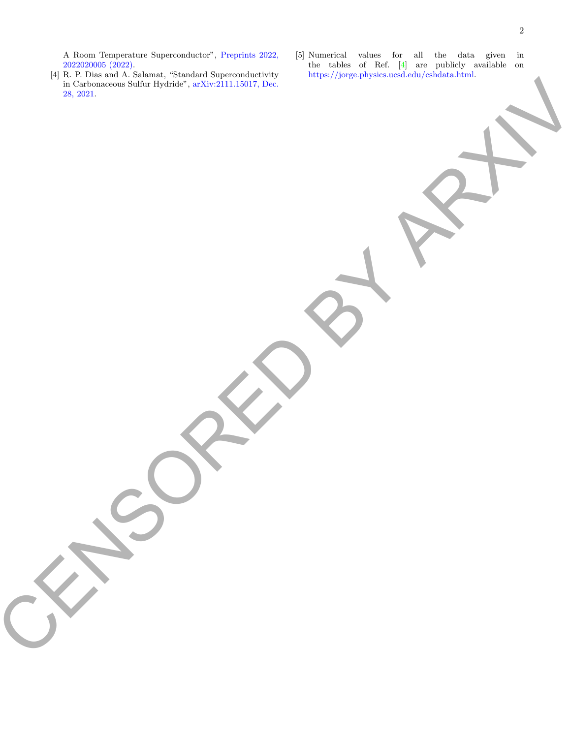A Room Temperature Superconductor", Preprints 2022, 2022020005 (2022).

[4] R. P. Dias and A. Salamat, "Standard Superconductivity in Carbonaceous Sulfur Hydride", arXiv:2111.15017, Dec. 28, 2021.

[5] Numerical values for all the data given in the tables of Ref. [4] are publicly available on https://jorge.physics.ucsd.edu/cshdata.html.